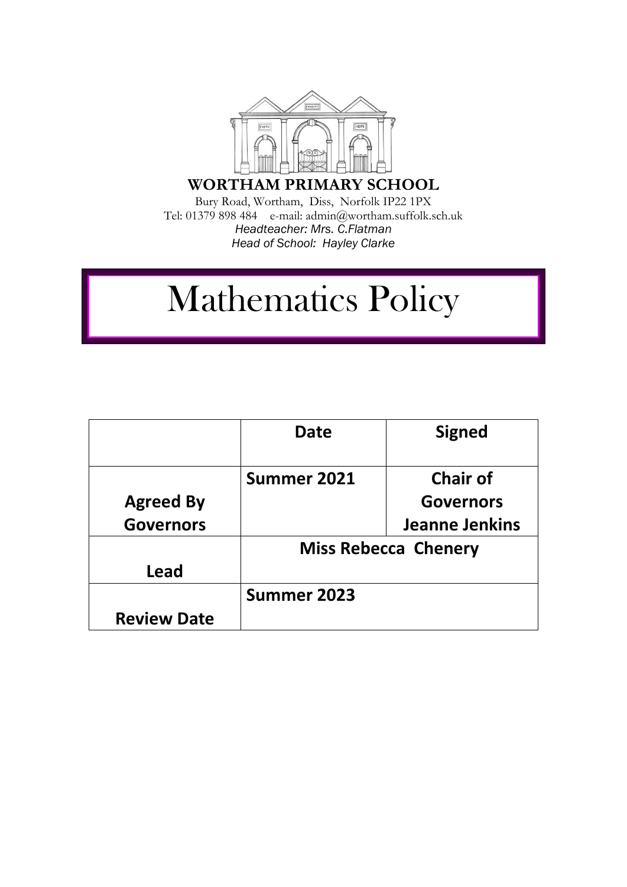**WORTHAM PRIMARY SCHOOL**

Bury Road, Wortham, Diss, Norfolk IP22 1PX
Tel: 01379 898 484 e-mail: admin@wortham.suffolk.sch.uk
*Headteacher: Mrs. C.Flatman*
*Head of School: Hayley Clarke*

# Mathematics Policy

| | Date | Signed |
|---|---|---|
| **Agreed By Governors** | **Summer 2021** | **Chair of Governors Jeanne Jenkins** |
| **Lead** | **Miss Rebecca Chenery** | |
| **Review Date** | **Summer 2023** | |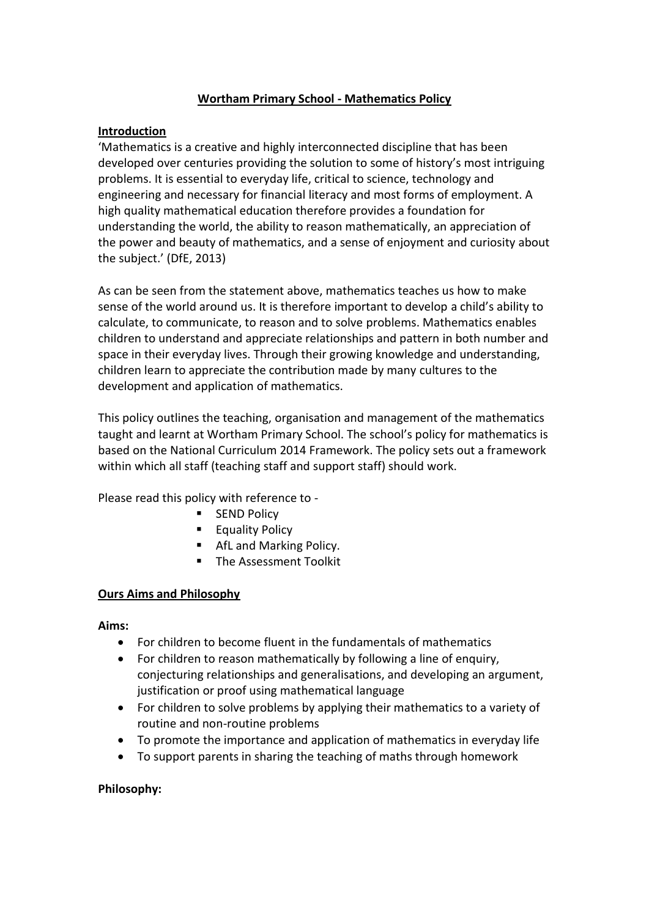# Wortham Primary School - Mathematics Policy

## Introduction

'Mathematics is a creative and highly interconnected discipline that has been developed over centuries providing the solution to some of history's most intriguing problems. It is essential to everyday life, critical to science, technology and engineering and necessary for financial literacy and most forms of employment. A high quality mathematical education therefore provides a foundation for understanding the world, the ability to reason mathematically, an appreciation of the power and beauty of mathematics, and a sense of enjoyment and curiosity about the subject.' (DfE, 2013)

As can be seen from the statement above, mathematics teaches us how to make sense of the world around us. It is therefore important to develop a child's ability to calculate, to communicate, to reason and to solve problems. Mathematics enables children to understand and appreciate relationships and pattern in both number and space in their everyday lives. Through their growing knowledge and understanding, children learn to appreciate the contribution made by many cultures to the development and application of mathematics.

This policy outlines the teaching, organisation and management of the mathematics taught and learnt at Wortham Primary School. The school's policy for mathematics is based on the National Curriculum 2014 Framework. The policy sets out a framework within which all staff (teaching staff and support staff) should work.

Please read this policy with reference to -

- SEND Policy
- Equality Policy
- AfL and Marking Policy.
- The Assessment Toolkit

## Ours Aims and Philosophy

**Aims:**

- For children to become fluent in the fundamentals of mathematics
- For children to reason mathematically by following a line of enquiry, conjecturing relationships and generalisations, and developing an argument, justification or proof using mathematical language
- For children to solve problems by applying their mathematics to a variety of routine and non-routine problems
- To promote the importance and application of mathematics in everyday life
- To support parents in sharing the teaching of maths through homework

**Philosophy:**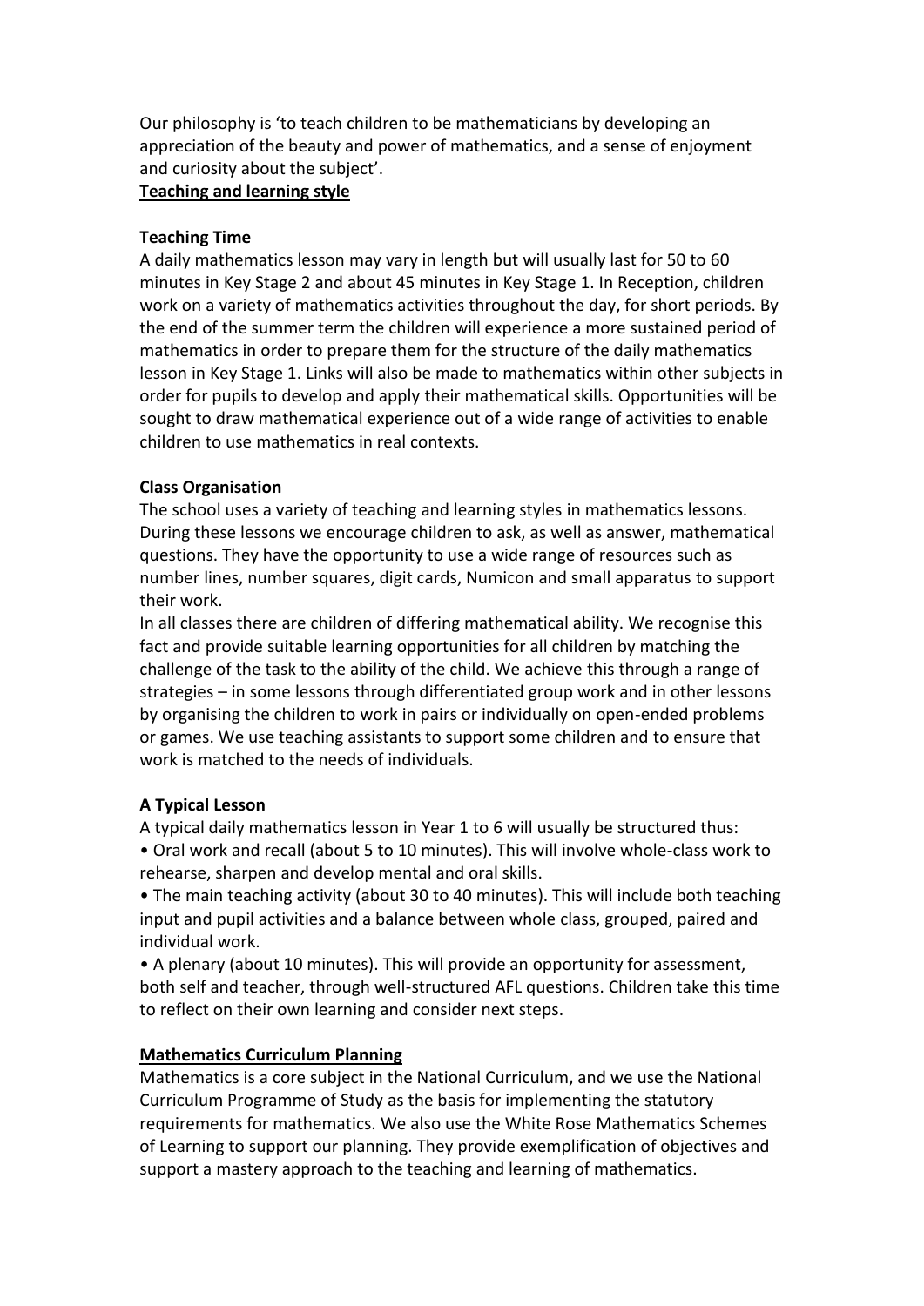Our philosophy is 'to teach children to be mathematicians by developing an appreciation of the beauty and power of mathematics, and a sense of enjoyment and curiosity about the subject'.

## Teaching and learning style

### Teaching Time

A daily mathematics lesson may vary in length but will usually last for 50 to 60 minutes in Key Stage 2 and about 45 minutes in Key Stage 1. In Reception, children work on a variety of mathematics activities throughout the day, for short periods. By the end of the summer term the children will experience a more sustained period of mathematics in order to prepare them for the structure of the daily mathematics lesson in Key Stage 1. Links will also be made to mathematics within other subjects in order for pupils to develop and apply their mathematical skills. Opportunities will be sought to draw mathematical experience out of a wide range of activities to enable children to use mathematics in real contexts.

### Class Organisation

The school uses a variety of teaching and learning styles in mathematics lessons. During these lessons we encourage children to ask, as well as answer, mathematical questions. They have the opportunity to use a wide range of resources such as number lines, number squares, digit cards, Numicon and small apparatus to support their work.

In all classes there are children of differing mathematical ability. We recognise this fact and provide suitable learning opportunities for all children by matching the challenge of the task to the ability of the child. We achieve this through a range of strategies – in some lessons through differentiated group work and in other lessons by organising the children to work in pairs or individually on open-ended problems or games. We use teaching assistants to support some children and to ensure that work is matched to the needs of individuals.

### A Typical Lesson

A typical daily mathematics lesson in Year 1 to 6 will usually be structured thus:

- Oral work and recall (about 5 to 10 minutes). This will involve whole-class work to rehearse, sharpen and develop mental and oral skills.
- The main teaching activity (about 30 to 40 minutes). This will include both teaching input and pupil activities and a balance between whole class, grouped, paired and individual work.
- A plenary (about 10 minutes). This will provide an opportunity for assessment, both self and teacher, through well-structured AFL questions. Children take this time to reflect on their own learning and consider next steps.

## Mathematics Curriculum Planning

Mathematics is a core subject in the National Curriculum, and we use the National Curriculum Programme of Study as the basis for implementing the statutory requirements for mathematics. We also use the White Rose Mathematics Schemes of Learning to support our planning. They provide exemplification of objectives and support a mastery approach to the teaching and learning of mathematics.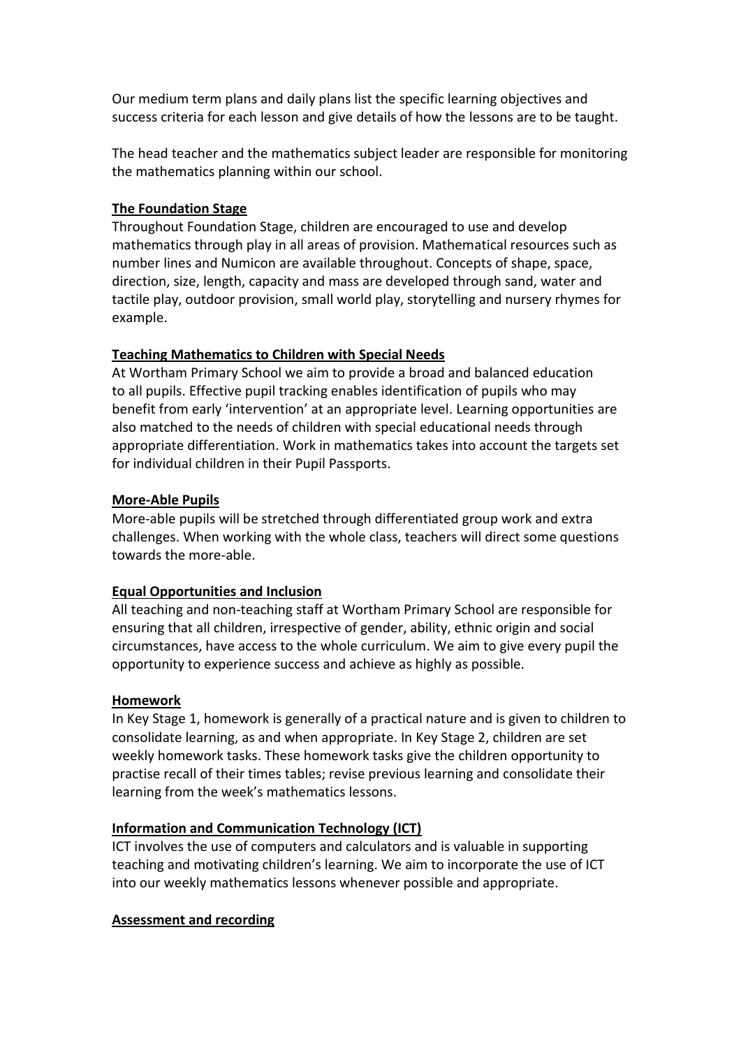Our medium term plans and daily plans list the specific learning objectives and success criteria for each lesson and give details of how the lessons are to be taught.

The head teacher and the mathematics subject leader are responsible for monitoring the mathematics planning within our school.

**The Foundation Stage**

Throughout Foundation Stage, children are encouraged to use and develop mathematics through play in all areas of provision. Mathematical resources such as number lines and Numicon are available throughout. Concepts of shape, space, direction, size, length, capacity and mass are developed through sand, water and tactile play, outdoor provision, small world play, storytelling and nursery rhymes for example.

**Teaching Mathematics to Children with Special Needs**

At Wortham Primary School we aim to provide a broad and balanced education to all pupils. Effective pupil tracking enables identification of pupils who may benefit from early 'intervention' at an appropriate level. Learning opportunities are also matched to the needs of children with special educational needs through appropriate differentiation. Work in mathematics takes into account the targets set for individual children in their Pupil Passports.

**More-Able Pupils**

More-able pupils will be stretched through differentiated group work and extra challenges. When working with the whole class, teachers will direct some questions towards the more-able.

**Equal Opportunities and Inclusion**

All teaching and non-teaching staff at Wortham Primary School are responsible for ensuring that all children, irrespective of gender, ability, ethnic origin and social circumstances, have access to the whole curriculum. We aim to give every pupil the opportunity to experience success and achieve as highly as possible.

**Homework**

In Key Stage 1, homework is generally of a practical nature and is given to children to consolidate learning, as and when appropriate. In Key Stage 2, children are set weekly homework tasks. These homework tasks give the children opportunity to practise recall of their times tables; revise previous learning and consolidate their learning from the week's mathematics lessons.

**Information and Communication Technology (ICT)**

ICT involves the use of computers and calculators and is valuable in supporting teaching and motivating children's learning. We aim to incorporate the use of ICT into our weekly mathematics lessons whenever possible and appropriate.

**Assessment and recording**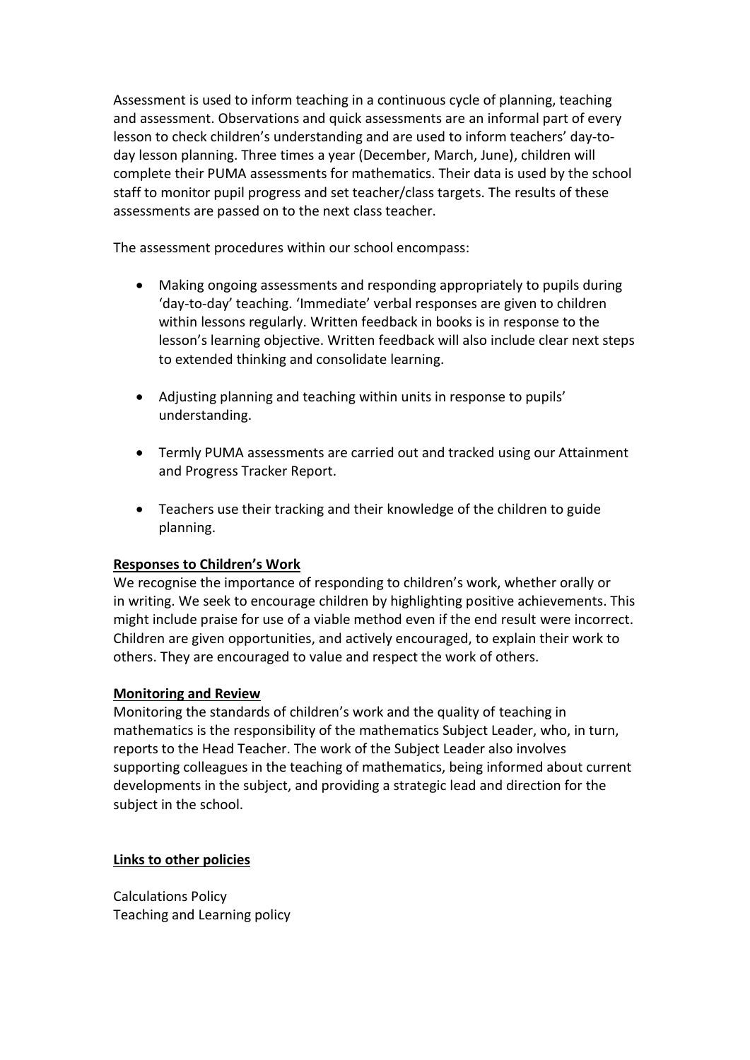Assessment is used to inform teaching in a continuous cycle of planning, teaching and assessment. Observations and quick assessments are an informal part of every lesson to check children's understanding and are used to inform teachers' day-to-day lesson planning. Three times a year (December, March, June), children will complete their PUMA assessments for mathematics. Their data is used by the school staff to monitor pupil progress and set teacher/class targets. The results of these assessments are passed on to the next class teacher.

The assessment procedures within our school encompass:

- Making ongoing assessments and responding appropriately to pupils during 'day-to-day' teaching. 'Immediate' verbal responses are given to children within lessons regularly. Written feedback in books is in response to the lesson's learning objective. Written feedback will also include clear next steps to extended thinking and consolidate learning.

- Adjusting planning and teaching within units in response to pupils' understanding.

- Termly PUMA assessments are carried out and tracked using our Attainment and Progress Tracker Report.

- Teachers use their tracking and their knowledge of the children to guide planning.

**Responses to Children's Work**

We recognise the importance of responding to children's work, whether orally or in writing. We seek to encourage children by highlighting positive achievements. This might include praise for use of a viable method even if the end result were incorrect. Children are given opportunities, and actively encouraged, to explain their work to others. They are encouraged to value and respect the work of others.

**Monitoring and Review**

Monitoring the standards of children's work and the quality of teaching in mathematics is the responsibility of the mathematics Subject Leader, who, in turn, reports to the Head Teacher. The work of the Subject Leader also involves supporting colleagues in the teaching of mathematics, being informed about current developments in the subject, and providing a strategic lead and direction for the subject in the school.

**Links to other policies**

Calculations Policy
Teaching and Learning policy